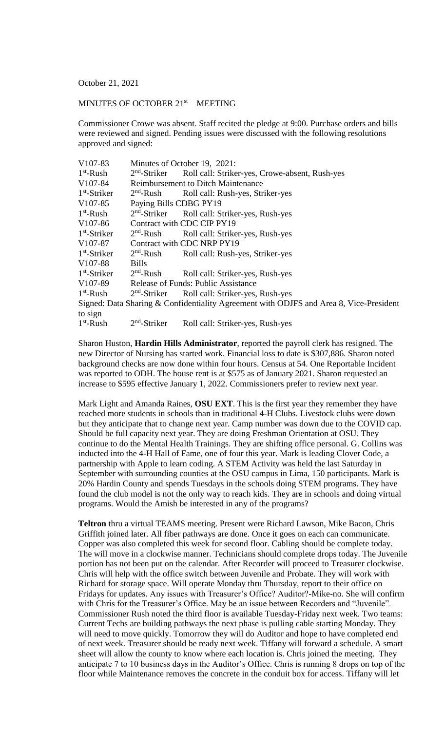October 21, 2021

MINUTES OF OCTOBER 21st MEETING

Commissioner Crowe was absent. Staff recited the pledge at 9:00. Purchase orders and bills were reviewed and signed. Pending issues were discussed with the following resolutions approved and signed:

| | | |
|---|---|---|
| V107-83 | Minutes of October 19, 2021: | |
| 1st-Rush | 2nd-Striker | Roll call: Striker-yes, Crowe-absent, Rush-yes |
| V107-84 | Reimbursement to Ditch Maintenance | |
| 1st-Striker | 2nd-Rush | Roll call: Rush-yes, Striker-yes |
| V107-85 | Paying Bills CDBG PY19 | |
| 1st-Rush | 2nd-Striker | Roll call: Striker-yes, Rush-yes |
| V107-86 | Contract with CDC CIP PY19 | |
| 1st-Striker | 2nd-Rush | Roll call: Striker-yes, Rush-yes |
| V107-87 | Contract with CDC NRP PY19 | |
| 1st-Striker | 2nd-Rush | Roll call: Rush-yes, Striker-yes |
| V107-88 | Bills | |
| 1st-Striker | 2nd-Rush | Roll call: Striker-yes, Rush-yes |
| V107-89 | Release of Funds: Public Assistance | |
| 1st-Rush | 2nd-Striker | Roll call: Striker-yes, Rush-yes |

Signed: Data Sharing & Confidentiality Agreement with ODJFS and Area 8, Vice-President to sign

| | | |
|---|---|---|
| 1st-Rush | 2nd-Striker | Roll call: Striker-yes, Rush-yes |

Sharon Huston, **Hardin Hills Administrator**, reported the payroll clerk has resigned. The new Director of Nursing has started work. Financial loss to date is $307,886. Sharon noted background checks are now done within four hours. Census at 54. One Reportable Incident was reported to ODH. The house rent is at $575 as of January 2021. Sharon requested an increase to $595 effective January 1, 2022. Commissioners prefer to review next year.

Mark Light and Amanda Raines, **OSU EXT**. This is the first year they remember they have reached more students in schools than in traditional 4-H Clubs. Livestock clubs were down but they anticipate that to change next year. Camp number was down due to the COVID cap. Should be full capacity next year. They are doing Freshman Orientation at OSU. They continue to do the Mental Health Trainings. They are shifting office personal. G. Collins was inducted into the 4-H Hall of Fame, one of four this year. Mark is leading Clover Code, a partnership with Apple to learn coding. A STEM Activity was held the last Saturday in September with surrounding counties at the OSU campus in Lima, 150 participants. Mark is 20% Hardin County and spends Tuesdays in the schools doing STEM programs. They have found the club model is not the only way to reach kids. They are in schools and doing virtual programs. Would the Amish be interested in any of the programs?

**Teltron** thru a virtual TEAMS meeting. Present were Richard Lawson, Mike Bacon, Chris Griffith joined later. All fiber pathways are done. Once it goes on each can communicate. Copper was also completed this week for second floor. Cabling should be complete today. The will move in a clockwise manner. Technicians should complete drops today. The Juvenile portion has not been put on the calendar. After Recorder will proceed to Treasurer clockwise. Chris will help with the office switch between Juvenile and Probate. They will work with Richard for storage space. Will operate Monday thru Thursday, report to their office on Fridays for updates. Any issues with Treasurer's Office? Auditor?-Mike-no. She will confirm with Chris for the Treasurer's Office. May be an issue between Recorders and "Juvenile". Commissioner Rush noted the third floor is available Tuesday-Friday next week. Two teams: Current Techs are building pathways the next phase is pulling cable starting Monday. They will need to move quickly. Tomorrow they will do Auditor and hope to have completed end of next week. Treasurer should be ready next week. Tiffany will forward a schedule. A smart sheet will allow the county to know where each location is. Chris joined the meeting. They anticipate 7 to 10 business days in the Auditor's Office. Chris is running 8 drops on top of the floor while Maintenance removes the concrete in the conduit box for access. Tiffany will let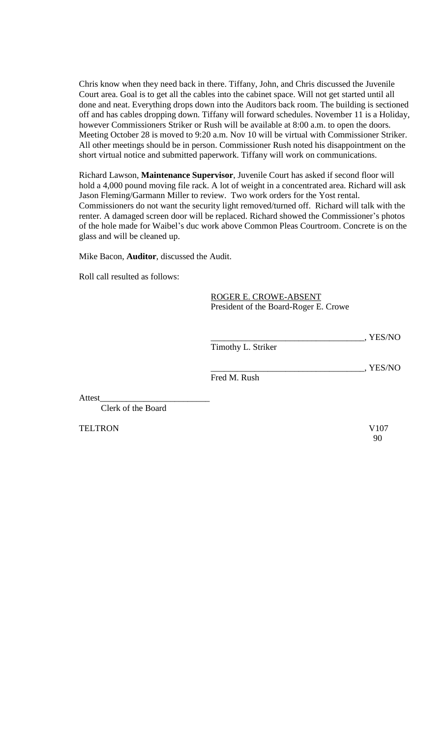Chris know when they need back in there. Tiffany, John, and Chris discussed the Juvenile Court area. Goal is to get all the cables into the cabinet space. Will not get started until all done and neat. Everything drops down into the Auditors back room. The building is sectioned off and has cables dropping down. Tiffany will forward schedules. November 11 is a Holiday, however Commissioners Striker or Rush will be available at 8:00 a.m. to open the doors. Meeting October 28 is moved to 9:20 a.m. Nov 10 will be virtual with Commissioner Striker. All other meetings should be in person. Commissioner Rush noted his disappointment on the short virtual notice and submitted paperwork. Tiffany will work on communications.

Richard Lawson, **Maintenance Supervisor**, Juvenile Court has asked if second floor will hold a 4,000 pound moving file rack. A lot of weight in a concentrated area. Richard will ask Jason Fleming/Garmann Miller to review. Two work orders for the Yost rental. Commissioners do not want the security light removed/turned off. Richard will talk with the renter. A damaged screen door will be replaced. Richard showed the Commissioner's photos of the hole made for Waibel's duc work above Common Pleas Courtroom. Concrete is on the glass and will be cleaned up.

Mike Bacon, **Auditor**, discussed the Audit.

Roll call resulted as follows:

ROGER E. CROWE-ABSENT
President of the Board-Roger E. Crowe

___________________________________, YES/NO
Timothy L. Striker

___________________________________, YES/NO
Fred M. Rush

Attest_________________________
Clerk of the Board

TELTRON

V107
90